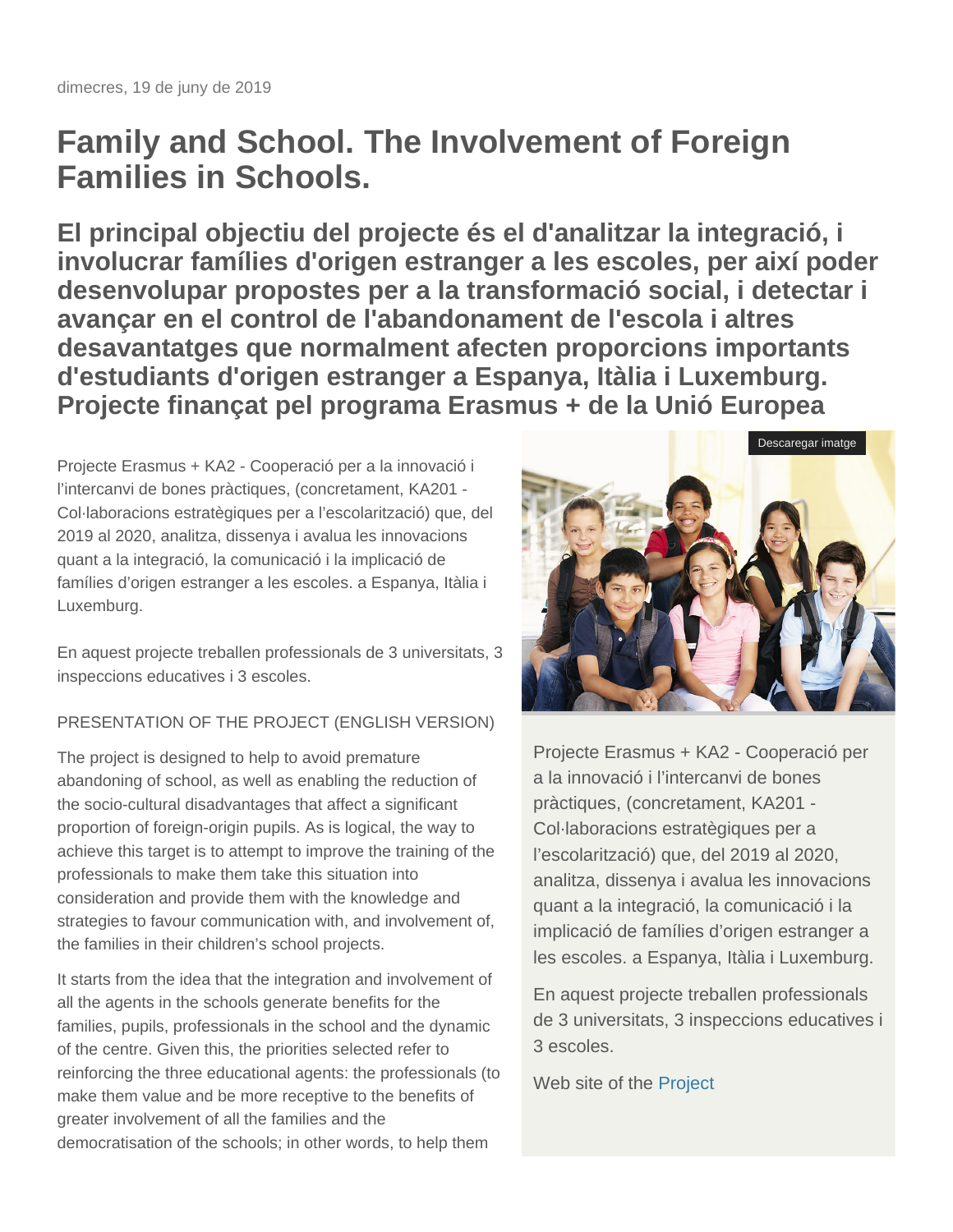dimecres, 19 de juny de 2019

# Family and School. The Involvement of Foreign Families in Schools.

## El principal objectiu del projecte és el d'analitzar la integració, i involucrar famílies d'origen estranger a les escoles, per així poder desenvolupar propostes per a la transformació social, i detectar i avançar en el control de l'abandonament de l'escola i altres desavantatges que normalment afecten proporcions importants d'estudiants d'origen estranger a Espanya, Itàlia i Luxemburg. Projecte finançat pel programa Erasmus + de la Unió Europea

Projecte Erasmus + KA2 - Cooperació per a la innovació i l'intercanvi de bones pràctiques, (concretament, KA201 - Col·laboracions estratègiques per a l'escolarització) que, del 2019 al 2020, analitza, dissenya i avalua les innovacions quant a la integració, la comunicació i la implicació de famílies d'origen estranger a les escoles. a Espanya, Itàlia i Luxemburg.

En aquest projecte treballen professionals de 3 universitats, 3 inspeccions educatives i 3 escoles.

PRESENTATION OF THE PROJECT (ENGLISH VERSION)

The project is designed to help to avoid premature abandoning of school, as well as enabling the reduction of the socio-cultural disadvantages that affect a significant proportion of foreign-origin pupils. As is logical, the way to achieve this target is to attempt to improve the training of the professionals to make them take this situation into consideration and provide them with the knowledge and strategies to favour communication with, and involvement of, the families in their children's school projects.

It starts from the idea that the integration and involvement of all the agents in the schools generate benefits for the families, pupils, professionals in the school and the dynamic of the centre. Given this, the priorities selected refer to reinforcing the three educational agents: the professionals (to make them value and be more receptive to the benefits of greater involvement of all the families and the democratisation of the schools; in other words, to help them

Descarregar imatge

Projecte Erasmus + KA2 - Cooperació per a la innovació i l'intercanvi de bones pràctiques, (concretament, KA201 - Col·laboracions estratègiques per a l'escolarització) que, del 2019 al 2020, analitza, dissenya i avalua les innovacions quant a la integració, la comunicació i la implicació de famílies d'origen estranger a les escoles. a Espanya, Itàlia i Luxemburg.

En aquest projecte treballen professionals de 3 universitats, 3 inspeccions educatives i 3 escoles.

Web site of the Project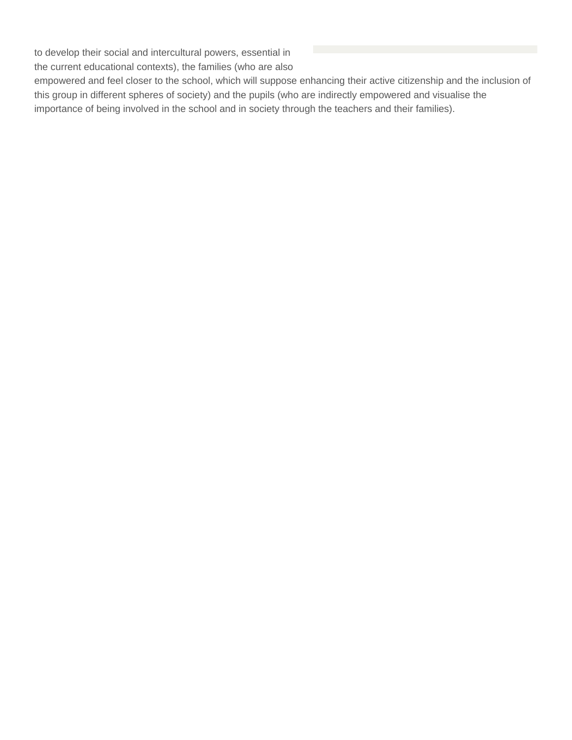to develop their social and intercultural powers, essential in the current educational contexts), the families (who are also empowered and feel closer to the school, which will suppose enhancing their active citizenship and the inclusion of this group in different spheres of society) and the pupils (who are indirectly empowered and visualise the importance of being involved in the school and in society through the teachers and their families).